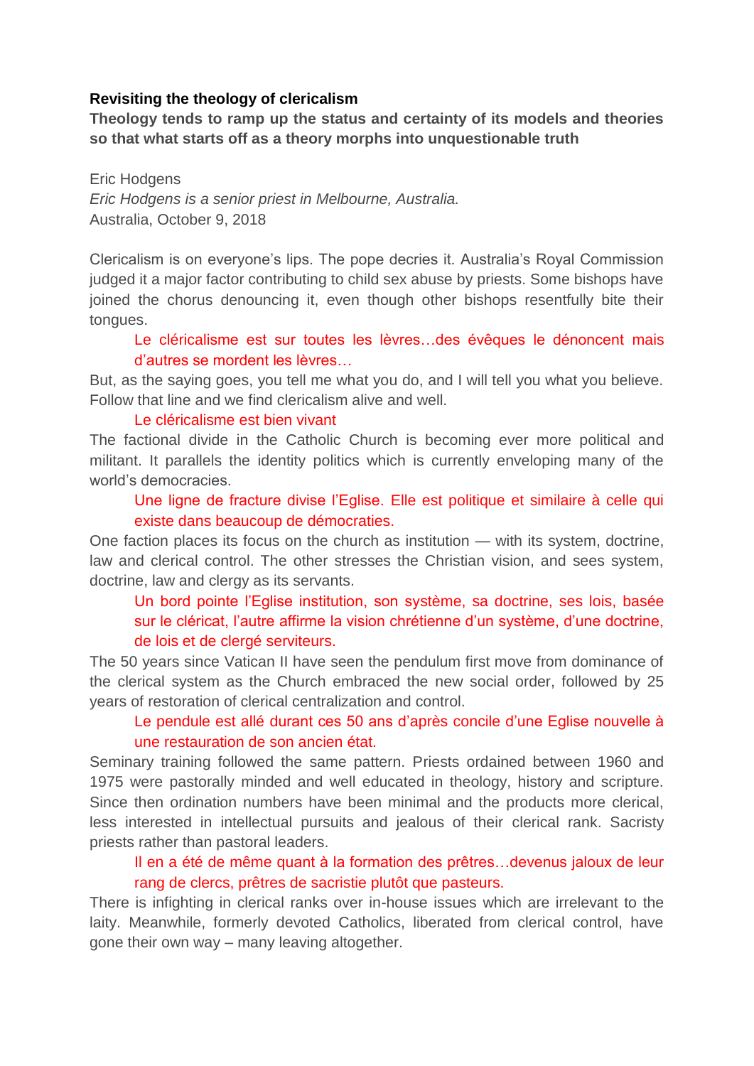**Revisiting the theology of clericalism**

**Theology tends to ramp up the status and certainty of its models and theories so that what starts off as a theory morphs into unquestionable truth**

Eric Hodgens

*Eric Hodgens is a senior priest in Melbourne, Australia.*

Australia, October 9, 2018

Clericalism is on everyone's lips. The pope decries it. Australia's Royal Commission judged it a major factor contributing to child sex abuse by priests. Some bishops have joined the chorus denouncing it, even though other bishops resentfully bite their tongues.

> Le cléricalisme est sur toutes les lèvres…des évêques le dénoncent mais d'autres se mordent les lèvres…

But, as the saying goes, you tell me what you do, and I will tell you what you believe. Follow that line and we find clericalism alive and well.

> Le cléricalisme est bien vivant

The factional divide in the Catholic Church is becoming ever more political and militant. It parallels the identity politics which is currently enveloping many of the world's democracies.

> Une ligne de fracture divise l'Eglise. Elle est politique et similaire à celle qui existe dans beaucoup de démocraties.

One faction places its focus on the church as institution — with its system, doctrine, law and clerical control. The other stresses the Christian vision, and sees system, doctrine, law and clergy as its servants.

> Un bord pointe l'Eglise institution, son système, sa doctrine, ses lois, basée sur le cléricat, l'autre affirme la vision chrétienne d'un système, d'une doctrine, de lois et de clergé serviteurs.

The 50 years since Vatican II have seen the pendulum first move from dominance of the clerical system as the Church embraced the new social order, followed by 25 years of restoration of clerical centralization and control.

> Le pendule est allé durant ces 50 ans d'après concile d'une Eglise nouvelle à une restauration de son ancien état.

Seminary training followed the same pattern. Priests ordained between 1960 and 1975 were pastorally minded and well educated in theology, history and scripture. Since then ordination numbers have been minimal and the products more clerical, less interested in intellectual pursuits and jealous of their clerical rank. Sacristy priests rather than pastoral leaders.

> Il en a été de même quant à la formation des prêtres…devenus jaloux de leur rang de clercs, prêtres de sacristie plutôt que pasteurs.

There is infighting in clerical ranks over in-house issues which are irrelevant to the laity. Meanwhile, formerly devoted Catholics, liberated from clerical control, have gone their own way – many leaving altogether.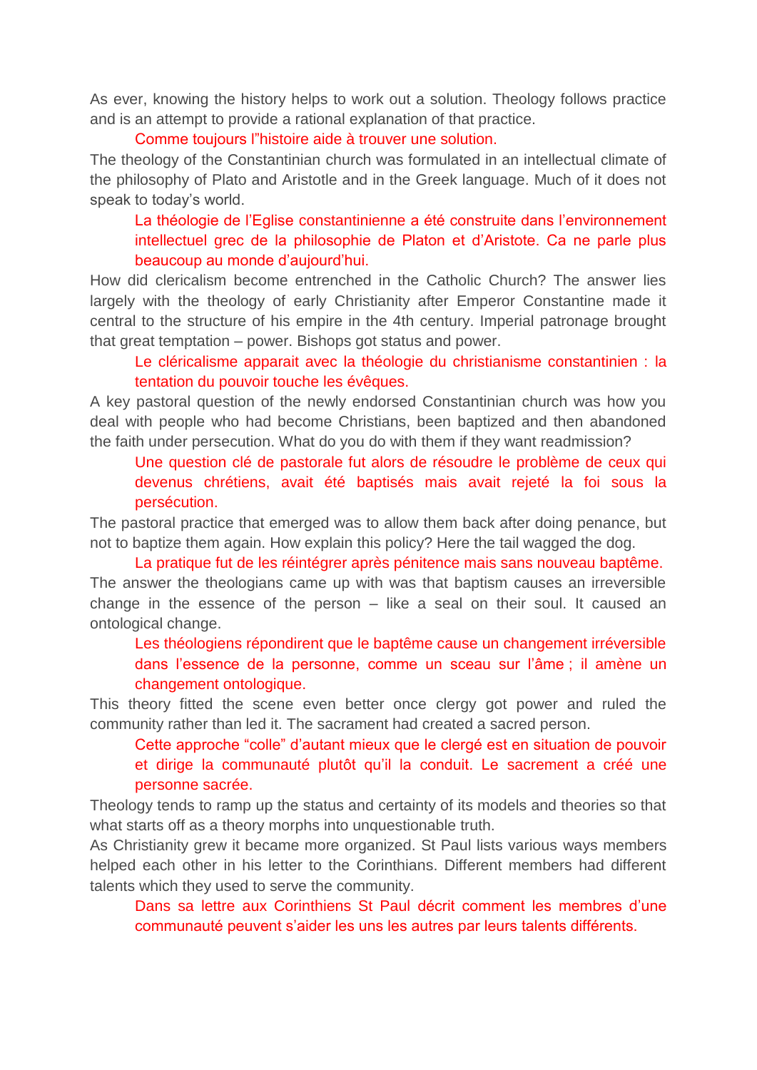As ever, knowing the history helps to work out a solution. Theology follows practice and is an attempt to provide a rational explanation of that practice.

Comme toujours l"histoire aide à trouver une solution.

The theology of the Constantinian church was formulated in an intellectual climate of the philosophy of Plato and Aristotle and in the Greek language. Much of it does not speak to today's world.

La théologie de l'Eglise constantinienne a été construite dans l'environnement intellectuel grec de la philosophie de Platon et d'Aristote. Ca ne parle plus beaucoup au monde d'aujourd'hui.

How did clericalism become entrenched in the Catholic Church? The answer lies largely with the theology of early Christianity after Emperor Constantine made it central to the structure of his empire in the 4th century. Imperial patronage brought that great temptation – power. Bishops got status and power.

Le cléricalisme apparait avec la théologie du christianisme constantinien : la tentation du pouvoir touche les évêques.

A key pastoral question of the newly endorsed Constantinian church was how you deal with people who had become Christians, been baptized and then abandoned the faith under persecution. What do you do with them if they want readmission?

Une question clé de pastorale fut alors de résoudre le problème de ceux qui devenus chrétiens, avait été baptisés mais avait rejeté la foi sous la persécution.

The pastoral practice that emerged was to allow them back after doing penance, but not to baptize them again. How explain this policy? Here the tail wagged the dog.

La pratique fut de les réintégrer après pénitence mais sans nouveau baptême.

The answer the theologians came up with was that baptism causes an irreversible change in the essence of the person – like a seal on their soul. It caused an ontological change.

Les théologiens répondirent que le baptême cause un changement irréversible dans l'essence de la personne, comme un sceau sur l'âme ; il amène un changement ontologique.

This theory fitted the scene even better once clergy got power and ruled the community rather than led it. The sacrament had created a sacred person.

Cette approche "colle" d'autant mieux que le clergé est en situation de pouvoir et dirige la communauté plutôt qu'il la conduit. Le sacrement a créé une personne sacrée.

Theology tends to ramp up the status and certainty of its models and theories so that what starts off as a theory morphs into unquestionable truth.

As Christianity grew it became more organized. St Paul lists various ways members helped each other in his letter to the Corinthians. Different members had different talents which they used to serve the community.

Dans sa lettre aux Corinthiens St Paul décrit comment les membres d'une communauté peuvent s'aider les uns les autres par leurs talents différents.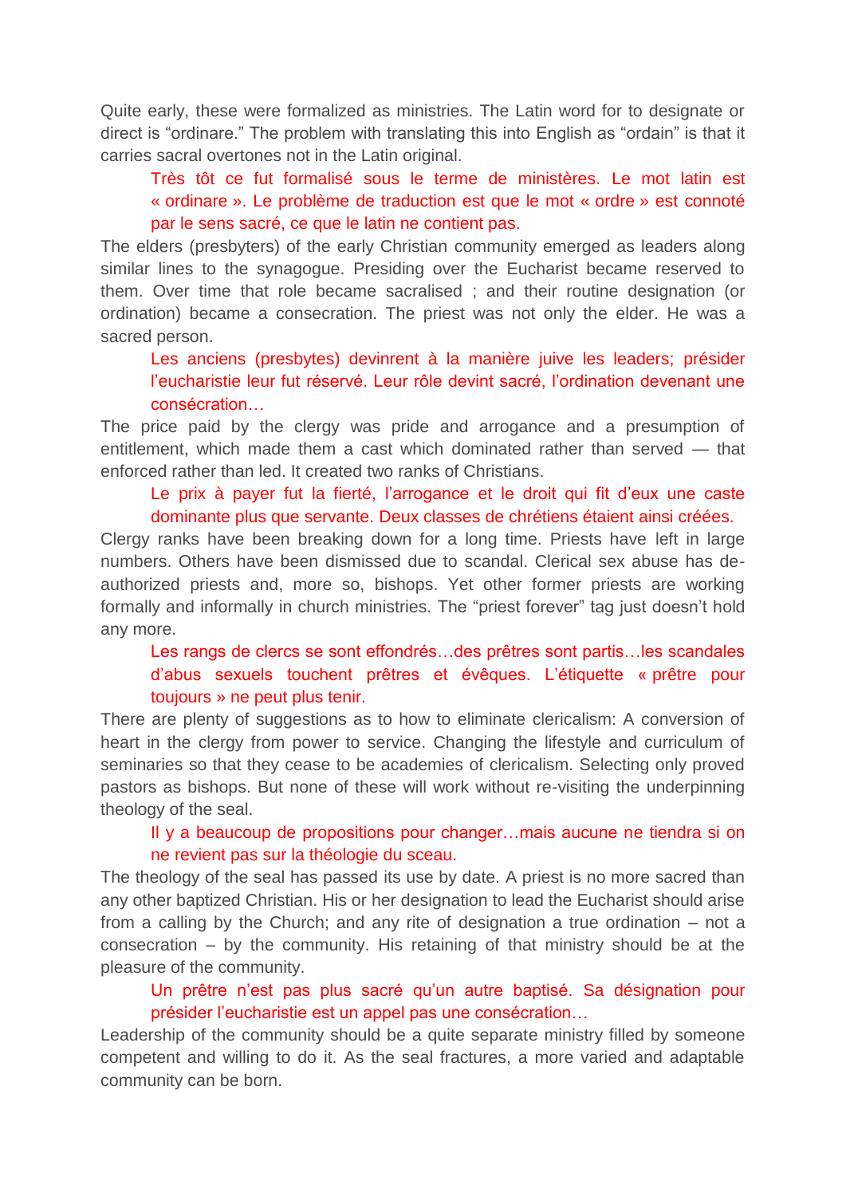Quite early, these were formalized as ministries. The Latin word for to designate or direct is “ordinare.” The problem with translating this into English as “ordain” is that it carries sacral overtones not in the Latin original.

> Très tôt ce fut formalisé sous le terme de ministères. Le mot latin est « ordinare ». Le problème de traduction est que le mot « ordre » est connoté par le sens sacré, ce que le latin ne contient pas.

The elders (presbyters) of the early Christian community emerged as leaders along similar lines to the synagogue. Presiding over the Eucharist became reserved to them. Over time that role became sacralised ; and their routine designation (or ordination) became a consecration. The priest was not only the elder. He was a sacred person.

> Les anciens (presbytes) devinrent à la manière juive les leaders; présider l’eucharistie leur fut réservé. Leur rôle devint sacré, l’ordination devenant une consécration…

The price paid by the clergy was pride and arrogance and a presumption of entitlement, which made them a cast which dominated rather than served — that enforced rather than led. It created two ranks of Christians.

> Le prix à payer fut la fierté, l’arrogance et le droit qui fit d’eux une caste dominante plus que servante. Deux classes de chrétiens étaient ainsi créées.

Clergy ranks have been breaking down for a long time. Priests have left in large numbers. Others have been dismissed due to scandal. Clerical sex abuse has de-authorized priests and, more so, bishops. Yet other former priests are working formally and informally in church ministries. The “priest forever” tag just doesn’t hold any more.

> Les rangs de clercs se sont effondrés…des prêtres sont partis…les scandales d’abus sexuels touchent prêtres et évêques. L’étiquette « prêtre pour toujours » ne peut plus tenir.

There are plenty of suggestions as to how to eliminate clericalism: A conversion of heart in the clergy from power to service. Changing the lifestyle and curriculum of seminaries so that they cease to be academies of clericalism. Selecting only proved pastors as bishops. But none of these will work without re-visiting the underpinning theology of the seal.

> Il y a beaucoup de propositions pour changer…mais aucune ne tiendra si on ne revient pas sur la théologie du sceau.

The theology of the seal has passed its use by date. A priest is no more sacred than any other baptized Christian. His or her designation to lead the Eucharist should arise from a calling by the Church; and any rite of designation a true ordination – not a consecration – by the community. His retaining of that ministry should be at the pleasure of the community.

> Un prêtre n’est pas plus sacré qu’un autre baptisé. Sa désignation pour présider l’eucharistie est un appel pas une consécration…

Leadership of the community should be a quite separate ministry filled by someone competent and willing to do it. As the seal fractures, a more varied and adaptable community can be born.